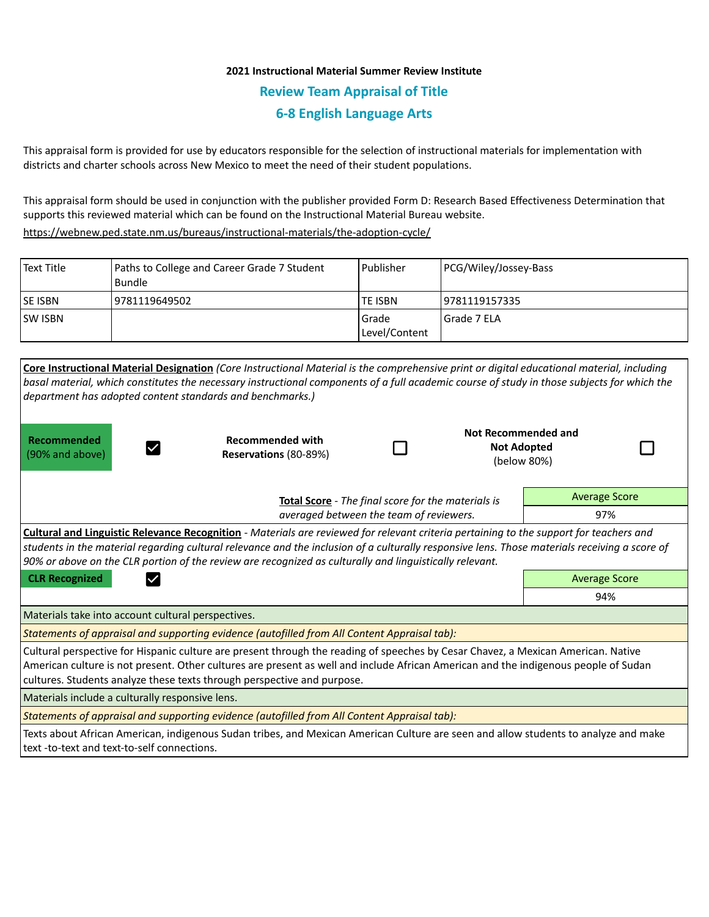**2021 Instructional Material Summer Review Institute**

## Review Team Appraisal of Title

## 6-8 English Language Arts

This appraisal form is provided for use by educators responsible for the selection of instructional materials for implementation with districts and charter schools across New Mexico to meet the need of their student populations.

This appraisal form should be used in conjunction with the publisher provided Form D: Research Based Effectiveness Determination that supports this reviewed material which can be found on the Instructional Material Bureau website.
https://webnew.ped.state.nm.us/bureaus/instructional-materials/the-adoption-cycle/

| Text Title | Paths to College and Career Grade 7 Student Bundle | Publisher | PCG/Wiley/Jossey-Bass |
|---|---|---|---|
| SE ISBN | 9781119649502 | TE ISBN | 9781119157335 |
| SW ISBN | | Grade Level/Content | Grade 7 ELA |

**Core Instructional Material Designation** *(Core Instructional Material is the comprehensive print or digital educational material, including basal material, which constitutes the necessary instructional components of a full academic course of study in those subjects for which the department has adopted content standards and benchmarks.)*

| Recommended (90% and above) | ☑ | Recommended with Reservations (80-89%) | ☐ | Not Recommended and Not Adopted (below 80%) | ☐ |
|---|---|---|---|---|---|

**Total Score** - *The final score for the materials is averaged between the team of reviewers.*

| Average Score |
|---|
| 97% |

**Cultural and Linguistic Relevance Recognition** - *Materials are reviewed for relevant criteria pertaining to the support for teachers and students in the material regarding cultural relevance and the inclusion of a culturally responsive lens. Those materials receiving a score of 90% or above on the CLR portion of the review are recognized as culturally and linguistically relevant.*

**CLR Recognized** ☑

| Average Score |
|---|
| 94% |

Materials take into account cultural perspectives.

*Statements of appraisal and supporting evidence (autofilled from All Content Appraisal tab):*

Cultural perspective for Hispanic culture are present through the reading of speeches by Cesar Chavez, a Mexican American. Native American culture is not present. Other cultures are present as well and include African American and the indigenous people of Sudan cultures. Students analyze these texts through perspective and purpose.

Materials include a culturally responsive lens.

*Statements of appraisal and supporting evidence (autofilled from All Content Appraisal tab):*

Texts about African American, indigenous Sudan tribes, and Mexican American Culture are seen and allow students to analyze and make text -to-text and text-to-self connections.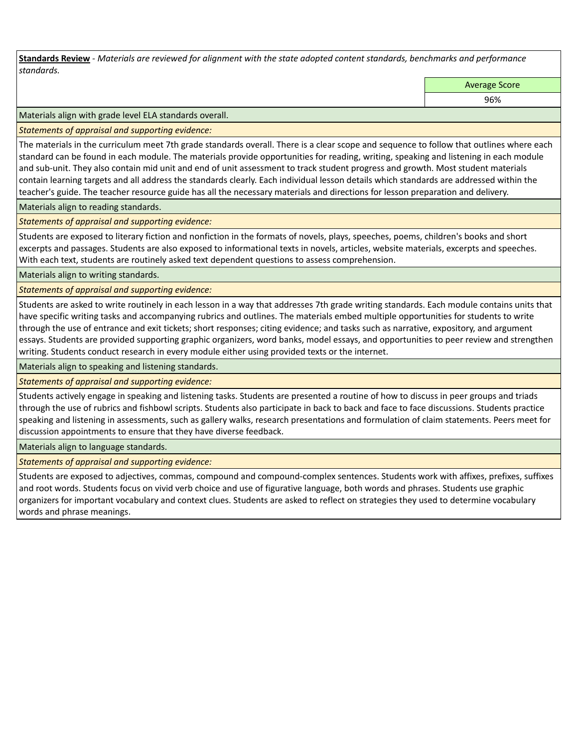**Standards Review** - *Materials are reviewed for alignment with the state adopted content standards, benchmarks and performance standards.*

| | Average Score |
|---|---|
| | 96% |

Materials align with grade level ELA standards overall.

*Statements of appraisal and supporting evidence:*

The materials in the curriculum meet 7th grade standards overall. There is a clear scope and sequence to follow that outlines where each standard can be found in each module. The materials provide opportunities for reading, writing, speaking and listening in each module and sub-unit. They also contain mid unit and end of unit assessment to track student progress and growth. Most student materials contain learning targets and all address the standards clearly. Each individual lesson details which standards are addressed within the teacher's guide. The teacher resource guide has all the necessary materials and directions for lesson preparation and delivery.

Materials align to reading standards.

*Statements of appraisal and supporting evidence:*

Students are exposed to literary fiction and nonfiction in the formats of novels, plays, speeches, poems, children's books and short excerpts and passages. Students are also exposed to informational texts in novels, articles, website materials, excerpts and speeches. With each text, students are routinely asked text dependent questions to assess comprehension.

Materials align to writing standards.

*Statements of appraisal and supporting evidence:*

Students are asked to write routinely in each lesson in a way that addresses 7th grade writing standards. Each module contains units that have specific writing tasks and accompanying rubrics and outlines. The materials embed multiple opportunities for students to write through the use of entrance and exit tickets; short responses; citing evidence; and tasks such as narrative, expository, and argument essays. Students are provided supporting graphic organizers, word banks, model essays, and opportunities to peer review and strengthen writing. Students conduct research in every module either using provided texts or the internet.

Materials align to speaking and listening standards.

*Statements of appraisal and supporting evidence:*

Students actively engage in speaking and listening tasks. Students are presented a routine of how to discuss in peer groups and triads through the use of rubrics and fishbowl scripts. Students also participate in back to back and face to face discussions. Students practice speaking and listening in assessments, such as gallery walks, research presentations and formulation of claim statements. Peers meet for discussion appointments to ensure that they have diverse feedback.

Materials align to language standards.

*Statements of appraisal and supporting evidence:*

Students are exposed to adjectives, commas, compound and compound-complex sentences. Students work with affixes, prefixes, suffixes and root words. Students focus on vivid verb choice and use of figurative language, both words and phrases. Students use graphic organizers for important vocabulary and context clues. Students are asked to reflect on strategies they used to determine vocabulary words and phrase meanings.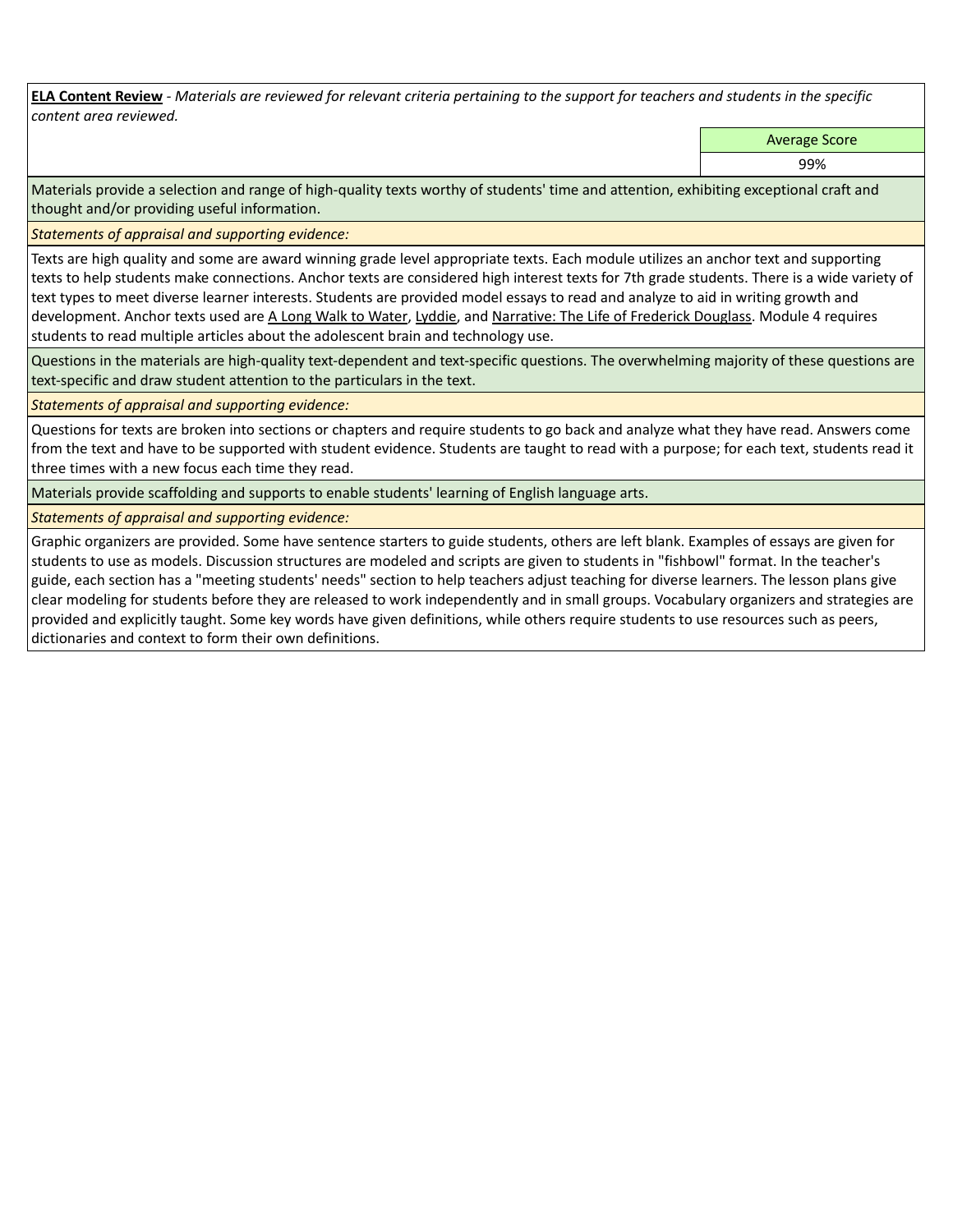**ELA Content Review** - *Materials are reviewed for relevant criteria pertaining to the support for teachers and students in the specific content area reviewed.*

| Average Score |
| --- |
| 99% |

Materials provide a selection and range of high-quality texts worthy of students' time and attention, exhibiting exceptional craft and thought and/or providing useful information.

*Statements of appraisal and supporting evidence:*

Texts are high quality and some are award winning grade level appropriate texts. Each module utilizes an anchor text and supporting texts to help students make connections. Anchor texts are considered high interest texts for 7th grade students. There is a wide variety of text types to meet diverse learner interests. Students are provided model essays to read and analyze to aid in writing growth and development. Anchor texts used are A Long Walk to Water, Lyddie, and Narrative: The Life of Frederick Douglass. Module 4 requires students to read multiple articles about the adolescent brain and technology use.

Questions in the materials are high-quality text-dependent and text-specific questions. The overwhelming majority of these questions are text-specific and draw student attention to the particulars in the text.

*Statements of appraisal and supporting evidence:*

Questions for texts are broken into sections or chapters and require students to go back and analyze what they have read. Answers come from the text and have to be supported with student evidence. Students are taught to read with a purpose; for each text, students read it three times with a new focus each time they read.

Materials provide scaffolding and supports to enable students' learning of English language arts.

*Statements of appraisal and supporting evidence:*

Graphic organizers are provided. Some have sentence starters to guide students, others are left blank. Examples of essays are given for students to use as models. Discussion structures are modeled and scripts are given to students in "fishbowl" format. In the teacher's guide, each section has a "meeting students' needs" section to help teachers adjust teaching for diverse learners. The lesson plans give clear modeling for students before they are released to work independently and in small groups. Vocabulary organizers and strategies are provided and explicitly taught. Some key words have given definitions, while others require students to use resources such as peers, dictionaries and context to form their own definitions.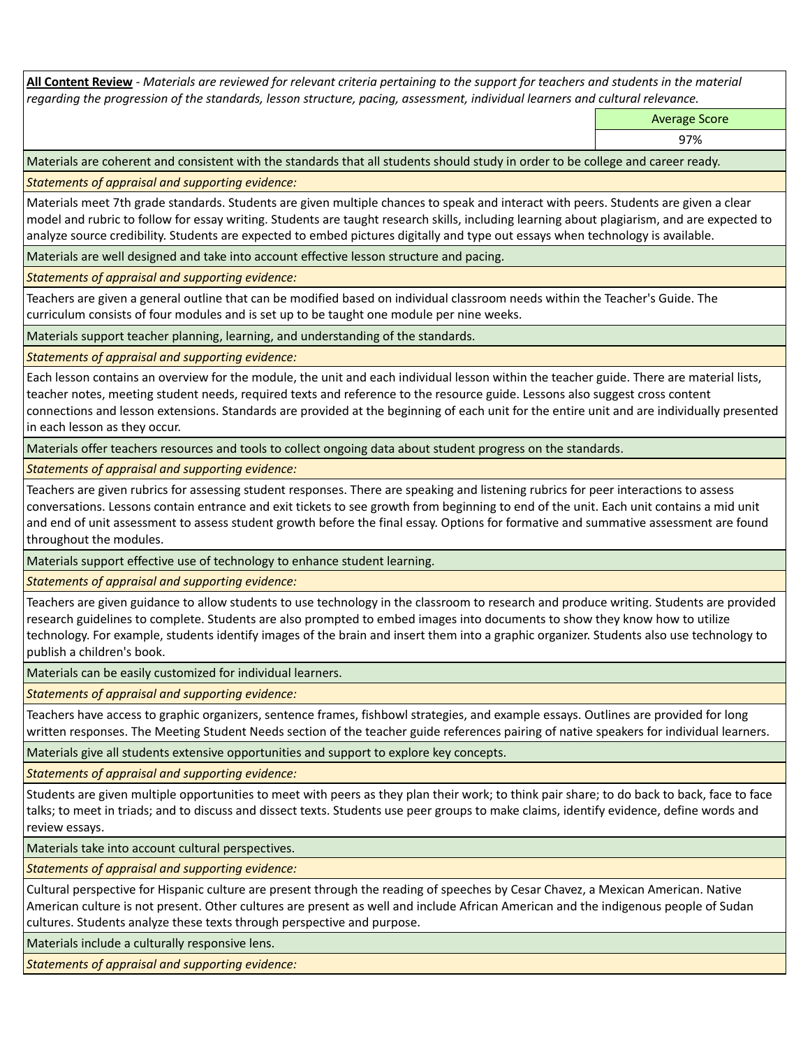**All Content Review** - *Materials are reviewed for relevant criteria pertaining to the support for teachers and students in the material regarding the progression of the standards, lesson structure, pacing, assessment, individual learners and cultural relevance.*

| | Average Score |
|---|---|
| | 97% |

Materials are coherent and consistent with the standards that all students should study in order to be college and career ready.

*Statements of appraisal and supporting evidence:*

Materials meet 7th grade standards. Students are given multiple chances to speak and interact with peers. Students are given a clear model and rubric to follow for essay writing. Students are taught research skills, including learning about plagiarism, and are expected to analyze source credibility. Students are expected to embed pictures digitally and type out essays when technology is available.

Materials are well designed and take into account effective lesson structure and pacing.

*Statements of appraisal and supporting evidence:*

Teachers are given a general outline that can be modified based on individual classroom needs within the Teacher's Guide. The curriculum consists of four modules and is set up to be taught one module per nine weeks.

Materials support teacher planning, learning, and understanding of the standards.

*Statements of appraisal and supporting evidence:*

Each lesson contains an overview for the module, the unit and each individual lesson within the teacher guide. There are material lists, teacher notes, meeting student needs, required texts and reference to the resource guide. Lessons also suggest cross content connections and lesson extensions. Standards are provided at the beginning of each unit for the entire unit and are individually presented in each lesson as they occur.

Materials offer teachers resources and tools to collect ongoing data about student progress on the standards.

*Statements of appraisal and supporting evidence:*

Teachers are given rubrics for assessing student responses. There are speaking and listening rubrics for peer interactions to assess conversations. Lessons contain entrance and exit tickets to see growth from beginning to end of the unit. Each unit contains a mid unit and end of unit assessment to assess student growth before the final essay. Options for formative and summative assessment are found throughout the modules.

Materials support effective use of technology to enhance student learning.

*Statements of appraisal and supporting evidence:*

Teachers are given guidance to allow students to use technology in the classroom to research and produce writing. Students are provided research guidelines to complete. Students are also prompted to embed images into documents to show they know how to utilize technology. For example, students identify images of the brain and insert them into a graphic organizer. Students also use technology to publish a children's book.

Materials can be easily customized for individual learners.

*Statements of appraisal and supporting evidence:*

Teachers have access to graphic organizers, sentence frames, fishbowl strategies, and example essays. Outlines are provided for long written responses. The Meeting Student Needs section of the teacher guide references pairing of native speakers for individual learners.

Materials give all students extensive opportunities and support to explore key concepts.

*Statements of appraisal and supporting evidence:*

Students are given multiple opportunities to meet with peers as they plan their work; to think pair share; to do back to back, face to face talks; to meet in triads; and to discuss and dissect texts. Students use peer groups to make claims, identify evidence, define words and review essays.

Materials take into account cultural perspectives.

*Statements of appraisal and supporting evidence:*

Cultural perspective for Hispanic culture are present through the reading of speeches by Cesar Chavez, a Mexican American. Native American culture is not present. Other cultures are present as well and include African American and the indigenous people of Sudan cultures. Students analyze these texts through perspective and purpose.

Materials include a culturally responsive lens.

*Statements of appraisal and supporting evidence:*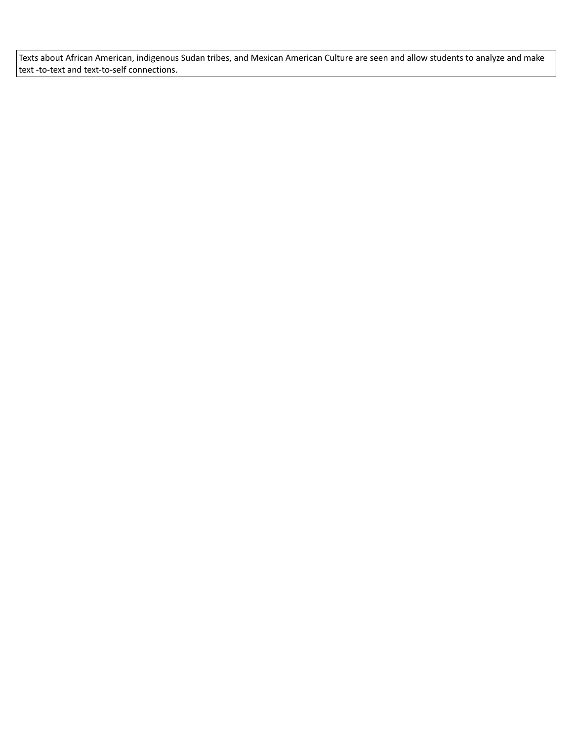| Texts about African American, indigenous Sudan tribes, and Mexican American Culture are seen and allow students to analyze and make text -to-text and text-to-self connections. |
|---|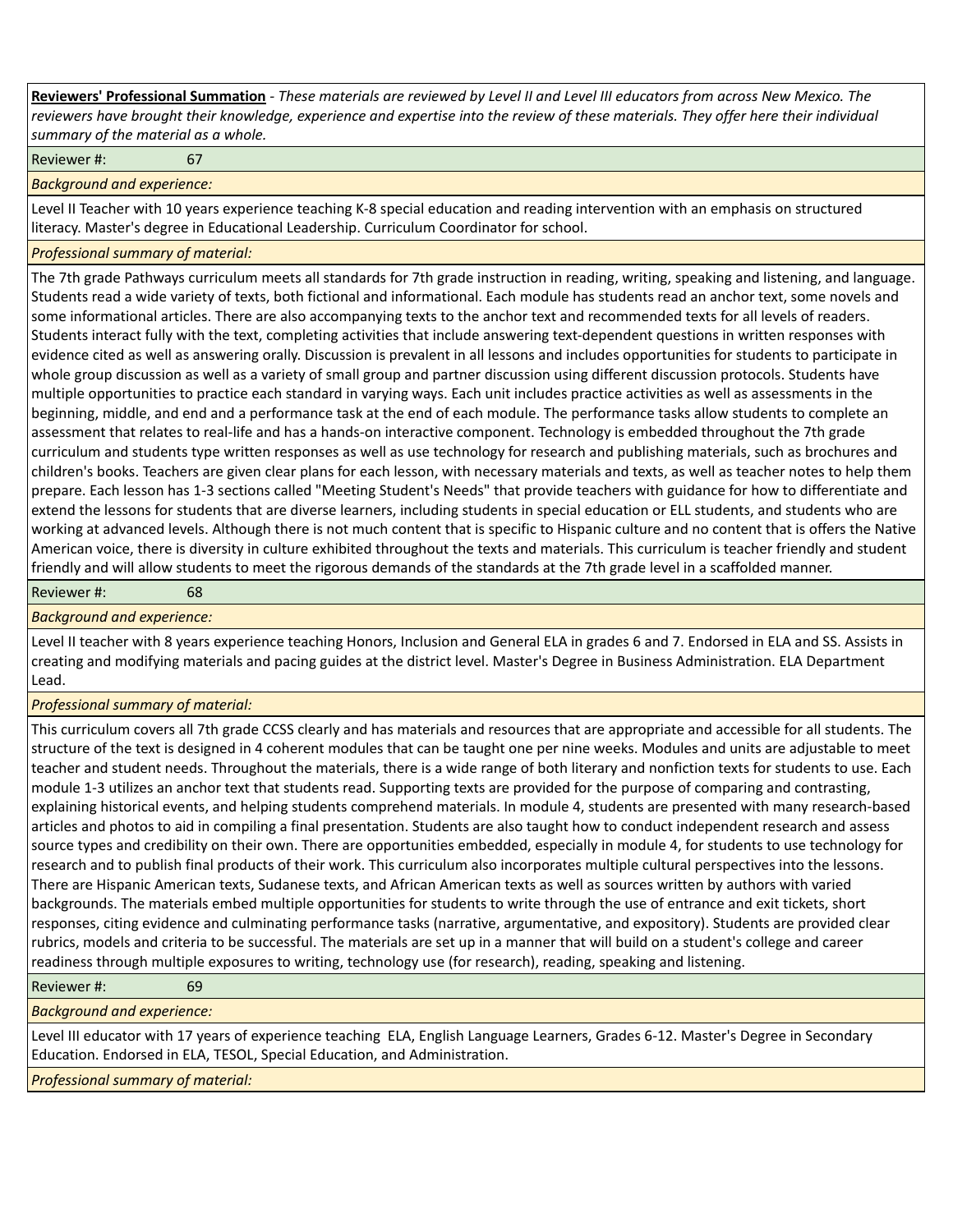**Reviewers' Professional Summation** - *These materials are reviewed by Level II and Level III educators from across New Mexico. The reviewers have brought their knowledge, experience and expertise into the review of these materials. They offer here their individual summary of the material as a whole.*

Reviewer #: 67

*Background and experience:*

Level II Teacher with 10 years experience teaching K-8 special education and reading intervention with an emphasis on structured literacy. Master's degree in Educational Leadership. Curriculum Coordinator for school.

*Professional summary of material:*

The 7th grade Pathways curriculum meets all standards for 7th grade instruction in reading, writing, speaking and listening, and language. Students read a wide variety of texts, both fictional and informational. Each module has students read an anchor text, some novels and some informational articles. There are also accompanying texts to the anchor text and recommended texts for all levels of readers. Students interact fully with the text, completing activities that include answering text-dependent questions in written responses with evidence cited as well as answering orally. Discussion is prevalent in all lessons and includes opportunities for students to participate in whole group discussion as well as a variety of small group and partner discussion using different discussion protocols. Students have multiple opportunities to practice each standard in varying ways. Each unit includes practice activities as well as assessments in the beginning, middle, and end and a performance task at the end of each module. The performance tasks allow students to complete an assessment that relates to real-life and has a hands-on interactive component. Technology is embedded throughout the 7th grade curriculum and students type written responses as well as use technology for research and publishing materials, such as brochures and children's books. Teachers are given clear plans for each lesson, with necessary materials and texts, as well as teacher notes to help them prepare. Each lesson has 1-3 sections called "Meeting Student's Needs" that provide teachers with guidance for how to differentiate and extend the lessons for students that are diverse learners, including students in special education or ELL students, and students who are working at advanced levels. Although there is not much content that is specific to Hispanic culture and no content that is offers the Native American voice, there is diversity in culture exhibited throughout the texts and materials. This curriculum is teacher friendly and student friendly and will allow students to meet the rigorous demands of the standards at the 7th grade level in a scaffolded manner.

Reviewer #: 68

*Background and experience:*

Level II teacher with 8 years experience teaching Honors, Inclusion and General ELA in grades 6 and 7. Endorsed in ELA and SS. Assists in creating and modifying materials and pacing guides at the district level. Master's Degree in Business Administration. ELA Department Lead.

*Professional summary of material:*

This curriculum covers all 7th grade CCSS clearly and has materials and resources that are appropriate and accessible for all students. The structure of the text is designed in 4 coherent modules that can be taught one per nine weeks. Modules and units are adjustable to meet teacher and student needs. Throughout the materials, there is a wide range of both literary and nonfiction texts for students to use. Each module 1-3 utilizes an anchor text that students read. Supporting texts are provided for the purpose of comparing and contrasting, explaining historical events, and helping students comprehend materials. In module 4, students are presented with many research-based articles and photos to aid in compiling a final presentation. Students are also taught how to conduct independent research and assess source types and credibility on their own. There are opportunities embedded, especially in module 4, for students to use technology for research and to publish final products of their work. This curriculum also incorporates multiple cultural perspectives into the lessons. There are Hispanic American texts, Sudanese texts, and African American texts as well as sources written by authors with varied backgrounds. The materials embed multiple opportunities for students to write through the use of entrance and exit tickets, short responses, citing evidence and culminating performance tasks (narrative, argumentative, and expository). Students are provided clear rubrics, models and criteria to be successful. The materials are set up in a manner that will build on a student's college and career readiness through multiple exposures to writing, technology use (for research), reading, speaking and listening.

Reviewer #: 69

*Background and experience:*

Level III educator with 17 years of experience teaching ELA, English Language Learners, Grades 6-12. Master's Degree in Secondary Education. Endorsed in ELA, TESOL, Special Education, and Administration.

*Professional summary of material:*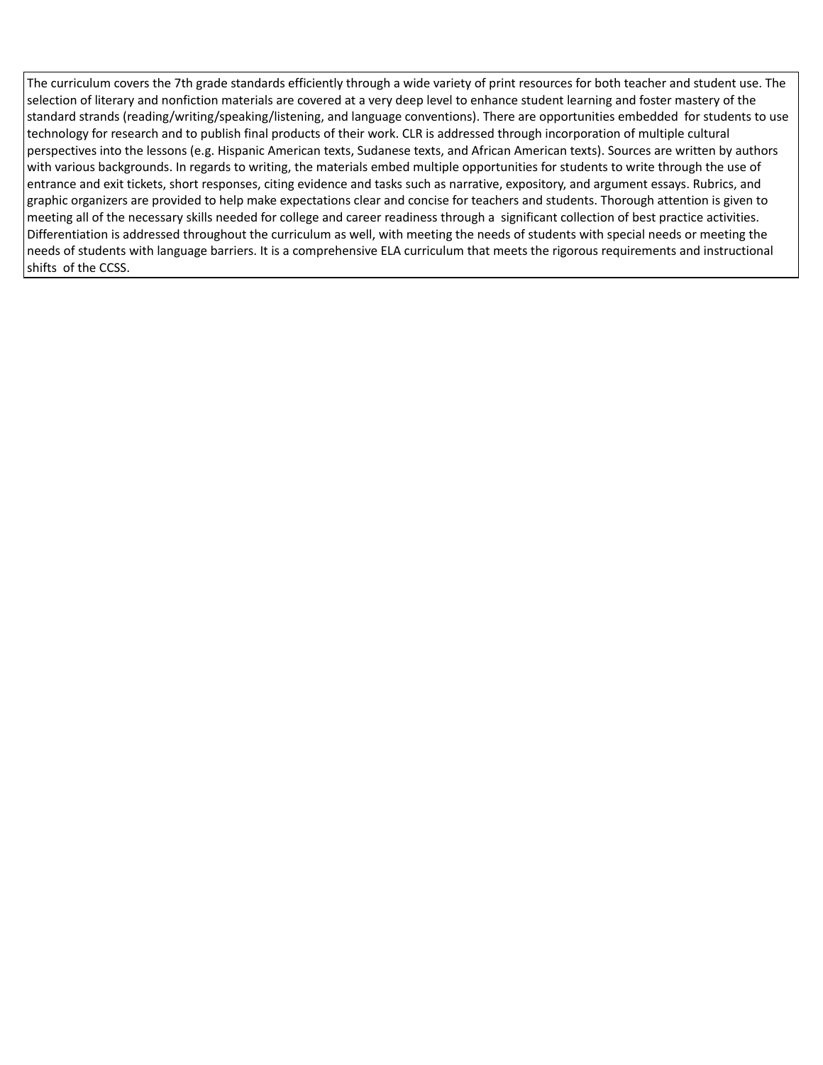The curriculum covers the 7th grade standards efficiently through a wide variety of print resources for both teacher and student use. The selection of literary and nonfiction materials are covered at a very deep level to enhance student learning and foster mastery of the standard strands (reading/writing/speaking/listening, and language conventions). There are opportunities embedded for students to use technology for research and to publish final products of their work. CLR is addressed through incorporation of multiple cultural perspectives into the lessons (e.g. Hispanic American texts, Sudanese texts, and African American texts). Sources are written by authors with various backgrounds. In regards to writing, the materials embed multiple opportunities for students to write through the use of entrance and exit tickets, short responses, citing evidence and tasks such as narrative, expository, and argument essays. Rubrics, and graphic organizers are provided to help make expectations clear and concise for teachers and students. Thorough attention is given to meeting all of the necessary skills needed for college and career readiness through a significant collection of best practice activities. Differentiation is addressed throughout the curriculum as well, with meeting the needs of students with special needs or meeting the needs of students with language barriers. It is a comprehensive ELA curriculum that meets the rigorous requirements and instructional shifts of the CCSS.